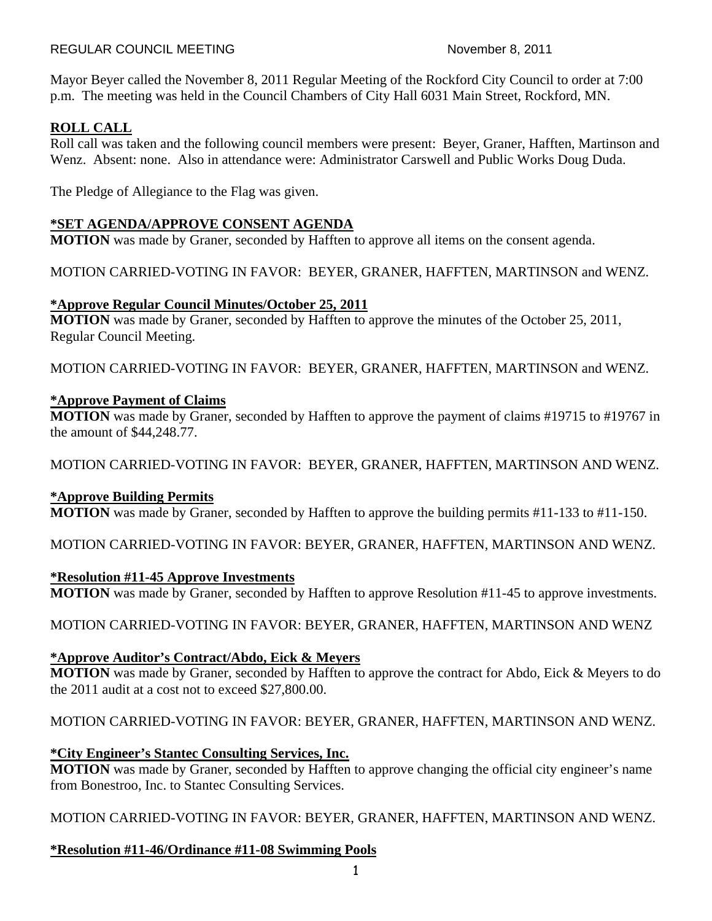REGULAR COUNCIL MEETING November 8, 2011

Mayor Beyer called the November 8, 2011 Regular Meeting of the Rockford City Council to order at 7:00 p.m. The meeting was held in the Council Chambers of City Hall 6031 Main Street, Rockford, MN.

## ROLL CALL

Roll call was taken and the following council members were present: Beyer, Graner, Hafften, Martinson and Wenz. Absent: none. Also in attendance were: Administrator Carswell and Public Works Doug Duda.

The Pledge of Allegiance to the Flag was given.

## *SET AGENDA/APPROVE CONSENT AGENDA

**MOTION** was made by Graner, seconded by Hafften to approve all items on the consent agenda.

MOTION CARRIED-VOTING IN FAVOR: BEYER, GRANER, HAFFTEN, MARTINSON and WENZ.

## *Approve Regular Council Minutes/October 25, 2011

**MOTION** was made by Graner, seconded by Hafften to approve the minutes of the October 25, 2011, Regular Council Meeting.

MOTION CARRIED-VOTING IN FAVOR: BEYER, GRANER, HAFFTEN, MARTINSON and WENZ.

## *Approve Payment of Claims

**MOTION** was made by Graner, seconded by Hafften to approve the payment of claims #19715 to #19767 in the amount of $44,248.77.

MOTION CARRIED-VOTING IN FAVOR: BEYER, GRANER, HAFFTEN, MARTINSON AND WENZ.

## *Approve Building Permits

**MOTION** was made by Graner, seconded by Hafften to approve the building permits #11-133 to #11-150.

MOTION CARRIED-VOTING IN FAVOR: BEYER, GRANER, HAFFTEN, MARTINSON AND WENZ.

## *Resolution #11-45 Approve Investments

**MOTION** was made by Graner, seconded by Hafften to approve Resolution #11-45 to approve investments.

MOTION CARRIED-VOTING IN FAVOR: BEYER, GRANER, HAFFTEN, MARTINSON AND WENZ

## *Approve Auditor's Contract/Abdo, Eick & Meyers

**MOTION** was made by Graner, seconded by Hafften to approve the contract for Abdo, Eick & Meyers to do the 2011 audit at a cost not to exceed $27,800.00.

MOTION CARRIED-VOTING IN FAVOR: BEYER, GRANER, HAFFTEN, MARTINSON AND WENZ.

## *City Engineer's Stantec Consulting Services, Inc.

**MOTION** was made by Graner, seconded by Hafften to approve changing the official city engineer's name from Bonestroo, Inc. to Stantec Consulting Services.

MOTION CARRIED-VOTING IN FAVOR: BEYER, GRANER, HAFFTEN, MARTINSON AND WENZ.

## *Resolution #11-46/Ordinance #11-08 Swimming Pools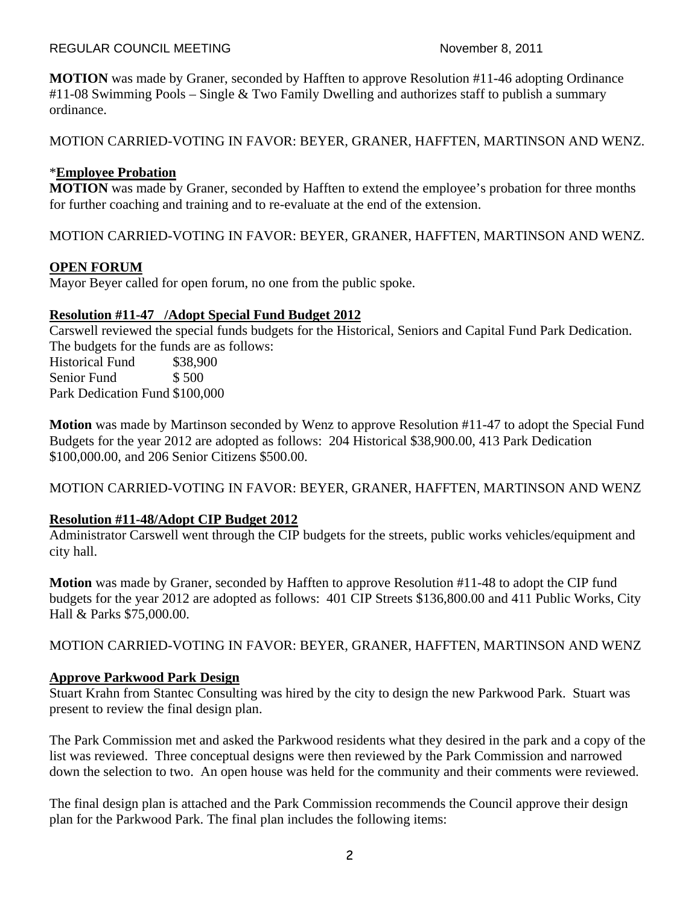**MOTION** was made by Graner, seconded by Hafften to approve Resolution #11-46 adopting Ordinance #11-08 Swimming Pools – Single & Two Family Dwelling and authorizes staff to publish a summary ordinance.

MOTION CARRIED-VOTING IN FAVOR: BEYER, GRANER, HAFFTEN, MARTINSON AND WENZ.

*__Employee Probation__

**MOTION** was made by Graner, seconded by Hafften to extend the employee's probation for three months for further coaching and training and to re-evaluate at the end of the extension.

MOTION CARRIED-VOTING IN FAVOR: BEYER, GRANER, HAFFTEN, MARTINSON AND WENZ.

## OPEN FORUM

Mayor Beyer called for open forum, no one from the public spoke.

## Resolution #11-47 /Adopt Special Fund Budget 2012

Carswell reviewed the special funds budgets for the Historical, Seniors and Capital Fund Park Dedication. The budgets for the funds are as follows:

Historical Fund $38,900
Senior Fund $ 500
Park Dedication Fund $100,000

**Motion** was made by Martinson seconded by Wenz to approve Resolution #11-47 to adopt the Special Fund Budgets for the year 2012 are adopted as follows: 204 Historical $38,900.00, 413 Park Dedication $100,000.00, and 206 Senior Citizens $500.00.

MOTION CARRIED-VOTING IN FAVOR: BEYER, GRANER, HAFFTEN, MARTINSON AND WENZ

## Resolution #11-48/Adopt CIP Budget 2012

Administrator Carswell went through the CIP budgets for the streets, public works vehicles/equipment and city hall.

**Motion** was made by Graner, seconded by Hafften to approve Resolution #11-48 to adopt the CIP fund budgets for the year 2012 are adopted as follows: 401 CIP Streets $136,800.00 and 411 Public Works, City Hall & Parks $75,000.00.

MOTION CARRIED-VOTING IN FAVOR: BEYER, GRANER, HAFFTEN, MARTINSON AND WENZ

## Approve Parkwood Park Design

Stuart Krahn from Stantec Consulting was hired by the city to design the new Parkwood Park. Stuart was present to review the final design plan.

The Park Commission met and asked the Parkwood residents what they desired in the park and a copy of the list was reviewed. Three conceptual designs were then reviewed by the Park Commission and narrowed down the selection to two. An open house was held for the community and their comments were reviewed.

The final design plan is attached and the Park Commission recommends the Council approve their design plan for the Parkwood Park. The final plan includes the following items: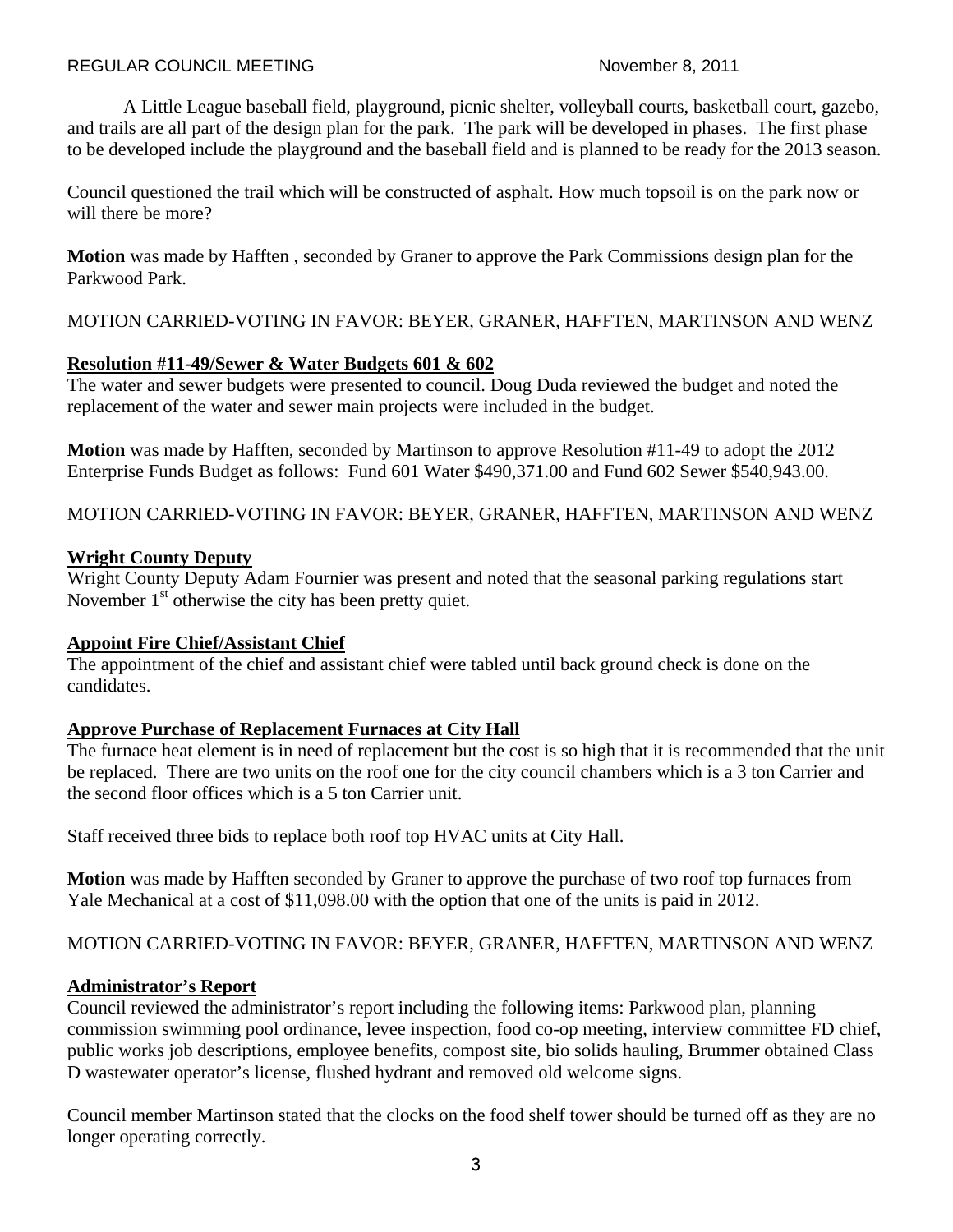A Little League baseball field, playground, picnic shelter, volleyball courts, basketball court, gazebo, and trails are all part of the design plan for the park. The park will be developed in phases. The first phase to be developed include the playground and the baseball field and is planned to be ready for the 2013 season.

Council questioned the trail which will be constructed of asphalt. How much topsoil is on the park now or will there be more?

**Motion** was made by Hafften , seconded by Graner to approve the Park Commissions design plan for the Parkwood Park.

MOTION CARRIED-VOTING IN FAVOR: BEYER, GRANER, HAFFTEN, MARTINSON AND WENZ

**Resolution #11-49/Sewer & Water Budgets 601 & 602**

The water and sewer budgets were presented to council. Doug Duda reviewed the budget and noted the replacement of the water and sewer main projects were included in the budget.

**Motion** was made by Hafften, seconded by Martinson to approve Resolution #11-49 to adopt the 2012 Enterprise Funds Budget as follows: Fund 601 Water $490,371.00 and Fund 602 Sewer $540,943.00.

MOTION CARRIED-VOTING IN FAVOR: BEYER, GRANER, HAFFTEN, MARTINSON AND WENZ

**Wright County Deputy**

Wright County Deputy Adam Fournier was present and noted that the seasonal parking regulations start November 1st otherwise the city has been pretty quiet.

**Appoint Fire Chief/Assistant Chief**

The appointment of the chief and assistant chief were tabled until back ground check is done on the candidates.

**Approve Purchase of Replacement Furnaces at City Hall**

The furnace heat element is in need of replacement but the cost is so high that it is recommended that the unit be replaced. There are two units on the roof one for the city council chambers which is a 3 ton Carrier and the second floor offices which is a 5 ton Carrier unit.

Staff received three bids to replace both roof top HVAC units at City Hall.

**Motion** was made by Hafften seconded by Graner to approve the purchase of two roof top furnaces from Yale Mechanical at a cost of $11,098.00 with the option that one of the units is paid in 2012.

MOTION CARRIED-VOTING IN FAVOR: BEYER, GRANER, HAFFTEN, MARTINSON AND WENZ

**Administrator's Report**

Council reviewed the administrator's report including the following items: Parkwood plan, planning commission swimming pool ordinance, levee inspection, food co-op meeting, interview committee FD chief, public works job descriptions, employee benefits, compost site, bio solids hauling, Brummer obtained Class D wastewater operator's license, flushed hydrant and removed old welcome signs.

Council member Martinson stated that the clocks on the food shelf tower should be turned off as they are no longer operating correctly.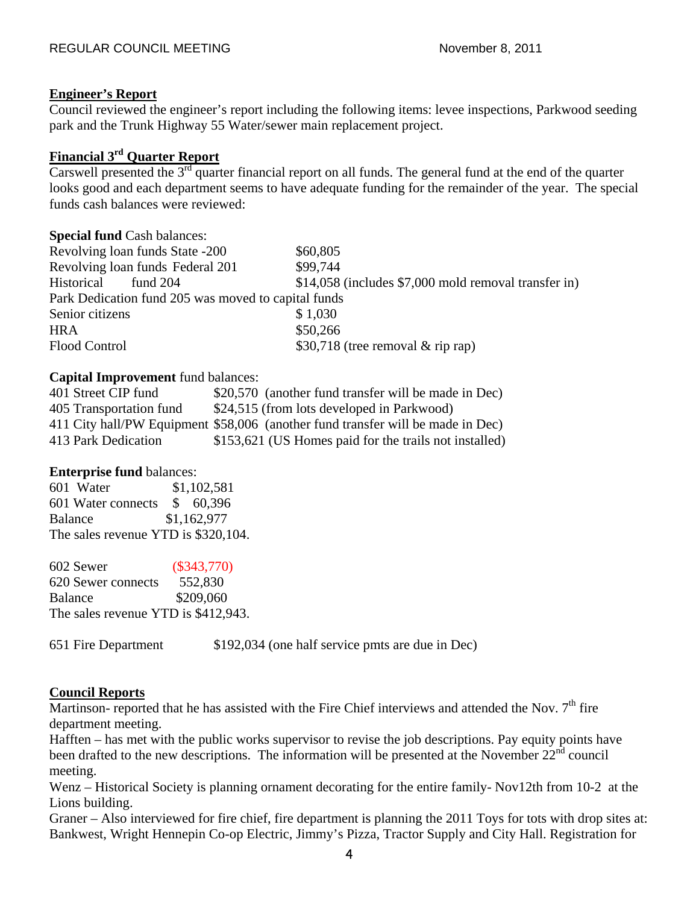## Engineer's Report

Council reviewed the engineer's report including the following items: levee inspections, Parkwood seeding park and the Trunk Highway 55 Water/sewer main replacement project.

## Financial 3rd Quarter Report

Carswell presented the 3rd quarter financial report on all funds. The general fund at the end of the quarter looks good and each department seems to have adequate funding for the remainder of the year. The special funds cash balances were reviewed:

**Special fund** Cash balances:

| | |
|---|---|
| Revolving loan funds State -200 | $60,805 |
| Revolving loan funds Federal 201 | $99,744 |
| Historical fund 204 | $14,058 (includes $7,000 mold removal transfer in) |
| Park Dedication fund 205 was moved to capital funds | |
| Senior citizens | $ 1,030 |
| HRA | $50,266 |
| Flood Control | $30,718 (tree removal & rip rap) |

**Capital Improvement** fund balances:

| | |
|---|---|
| 401 Street CIP fund | $20,570 (another fund transfer will be made in Dec) |
| 405 Transportation fund | $24,515 (from lots developed in Parkwood) |
| 411 City hall/PW Equipment | $58,006 (another fund transfer will be made in Dec) |
| 413 Park Dedication | $153,621 (US Homes paid for the trails not installed) |

**Enterprise fund** balances:

| | |
|---|---|
| 601 Water | $1,102,581 |
| 601 Water connects | $ 60,396 |
| Balance | $1,162,977 |

The sales revenue YTD is $320,104.

| | |
|---|---|
| 602 Sewer | ($343,770) |
| 620 Sewer connects | 552,830 |
| Balance | $209,060 |

The sales revenue YTD is $412,943.

651 Fire Department $192,034 (one half service pmts are due in Dec)

## Council Reports

Martinson- reported that he has assisted with the Fire Chief interviews and attended the Nov. 7th fire department meeting.

Hafften – has met with the public works supervisor to revise the job descriptions. Pay equity points have been drafted to the new descriptions. The information will be presented at the November 22nd council meeting.

Wenz – Historical Society is planning ornament decorating for the entire family- Nov12th from 10-2 at the Lions building.

Graner – Also interviewed for fire chief, fire department is planning the 2011 Toys for tots with drop sites at: Bankwest, Wright Hennepin Co-op Electric, Jimmy's Pizza, Tractor Supply and City Hall. Registration for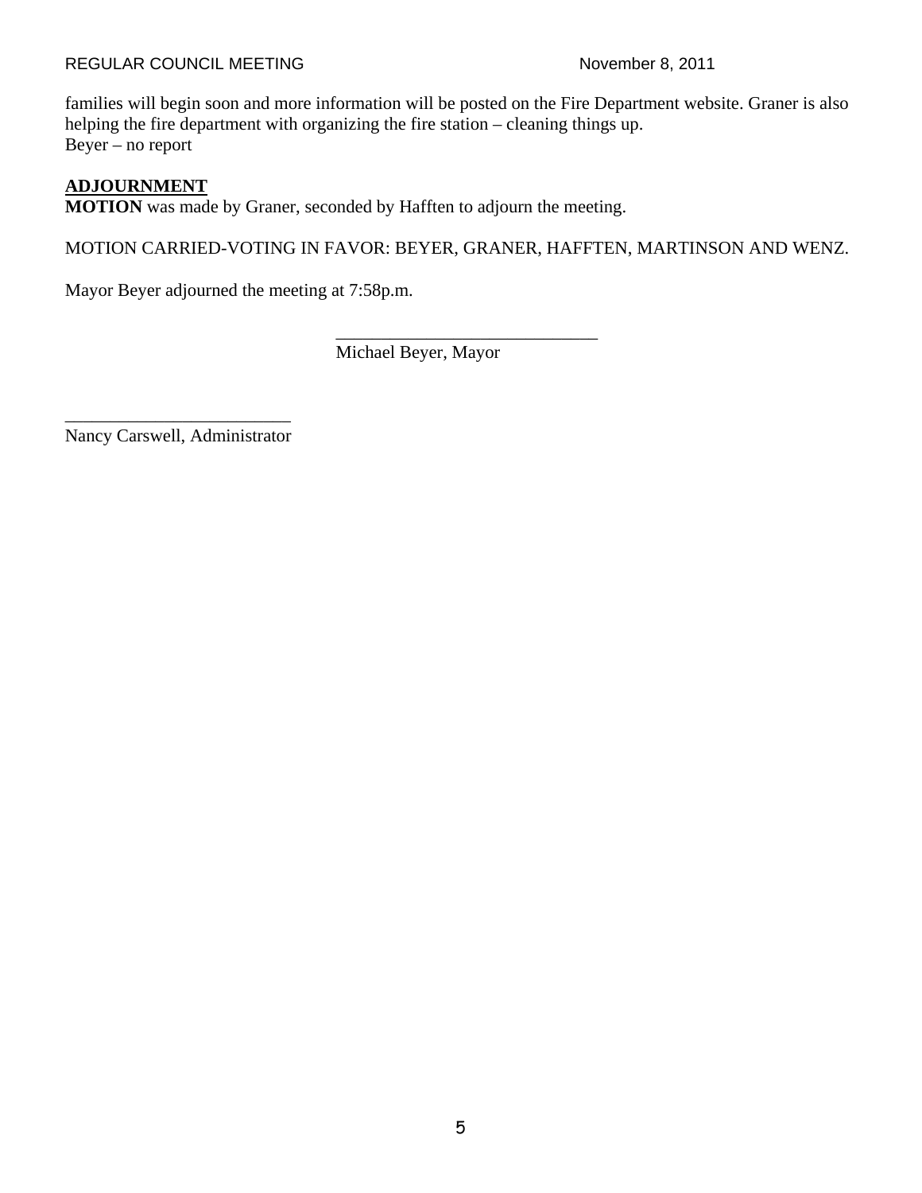families will begin soon and more information will be posted on the Fire Department website. Graner is also helping the fire department with organizing the fire station – cleaning things up.
Beyer – no report

**ADJOURNMENT**
**MOTION** was made by Graner, seconded by Hafften to adjourn the meeting.

MOTION CARRIED-VOTING IN FAVOR: BEYER, GRANER, HAFFTEN, MARTINSON AND WENZ.

Mayor Beyer adjourned the meeting at 7:58p.m.

_____________________________
Michael Beyer, Mayor

_________________________
Nancy Carswell, Administrator